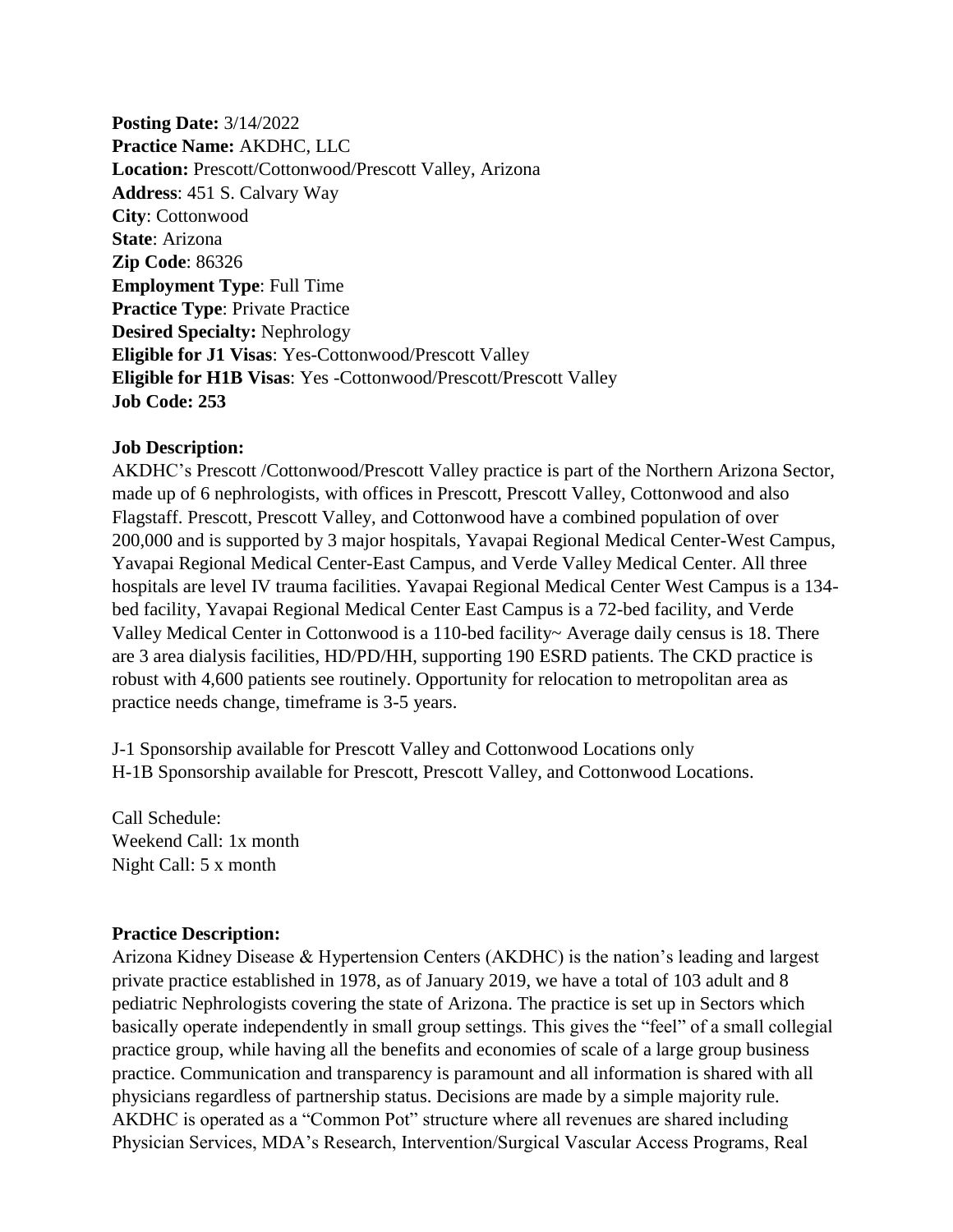**Posting Date:** 3/14/2022
**Practice Name:** AKDHC, LLC
**Location:** Prescott/Cottonwood/Prescott Valley, Arizona
**Address**: 451 S. Calvary Way
**City**: Cottonwood
**State**: Arizona
**Zip Code**: 86326
**Employment Type**: Full Time
**Practice Type**: Private Practice
**Desired Specialty:** Nephrology
**Eligible for J1 Visas**: Yes-Cottonwood/Prescott Valley
**Eligible for H1B Visas**: Yes -Cottonwood/Prescott/Prescott Valley
**Job Code: 253**

**Job Description:**

AKDHC's Prescott /Cottonwood/Prescott Valley practice is part of the Northern Arizona Sector, made up of 6 nephrologists, with offices in Prescott, Prescott Valley, Cottonwood and also Flagstaff. Prescott, Prescott Valley, and Cottonwood have a combined population of over 200,000 and is supported by 3 major hospitals, Yavapai Regional Medical Center-West Campus, Yavapai Regional Medical Center-East Campus, and Verde Valley Medical Center. All three hospitals are level IV trauma facilities. Yavapai Regional Medical Center West Campus is a 134-bed facility, Yavapai Regional Medical Center East Campus is a 72-bed facility, and Verde Valley Medical Center in Cottonwood is a 110-bed facility~ Average daily census is 18. There are 3 area dialysis facilities, HD/PD/HH, supporting 190 ESRD patients. The CKD practice is robust with 4,600 patients see routinely. Opportunity for relocation to metropolitan area as practice needs change, timeframe is 3-5 years.

J-1 Sponsorship available for Prescott Valley and Cottonwood Locations only
H-1B Sponsorship available for Prescott, Prescott Valley, and Cottonwood Locations.

Call Schedule:
Weekend Call: 1x month
Night Call: 5 x month

**Practice Description:**

Arizona Kidney Disease & Hypertension Centers (AKDHC) is the nation's leading and largest private practice established in 1978, as of January 2019, we have a total of 103 adult and 8 pediatric Nephrologists covering the state of Arizona. The practice is set up in Sectors which basically operate independently in small group settings. This gives the "feel" of a small collegial practice group, while having all the benefits and economies of scale of a large group business practice. Communication and transparency is paramount and all information is shared with all physicians regardless of partnership status. Decisions are made by a simple majority rule. AKDHC is operated as a "Common Pot" structure where all revenues are shared including Physician Services, MDA's Research, Intervention/Surgical Vascular Access Programs, Real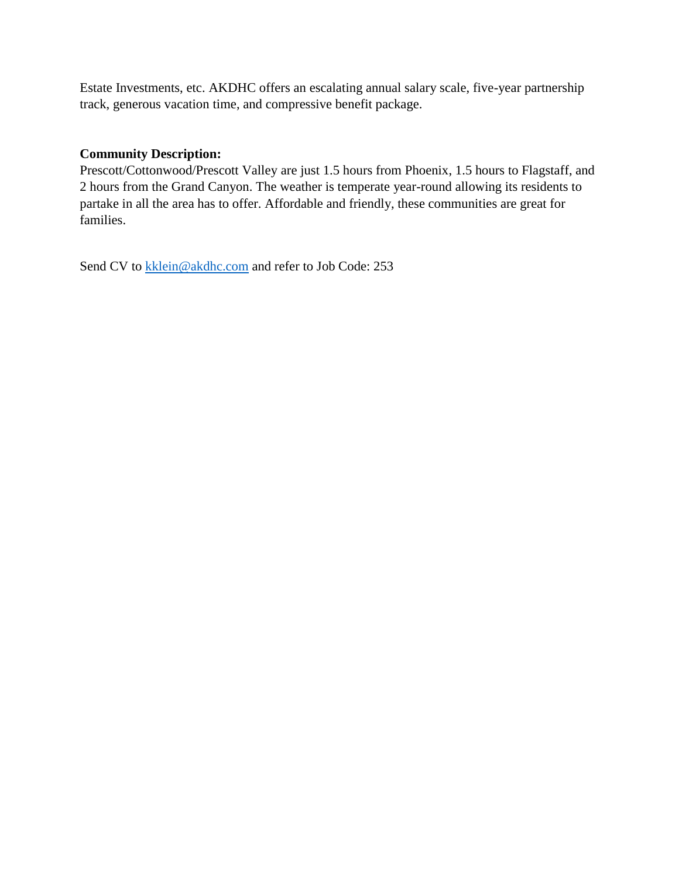Estate Investments, etc. AKDHC offers an escalating annual salary scale, five-year partnership track, generous vacation time, and compressive benefit package.

**Community Description:**
Prescott/Cottonwood/Prescott Valley are just 1.5 hours from Phoenix, 1.5 hours to Flagstaff, and 2 hours from the Grand Canyon. The weather is temperate year-round allowing its residents to partake in all the area has to offer. Affordable and friendly, these communities are great for families.

Send CV to [kklein@akdhc.com](mailto:kklein@akdhc.com) and refer to Job Code: 253